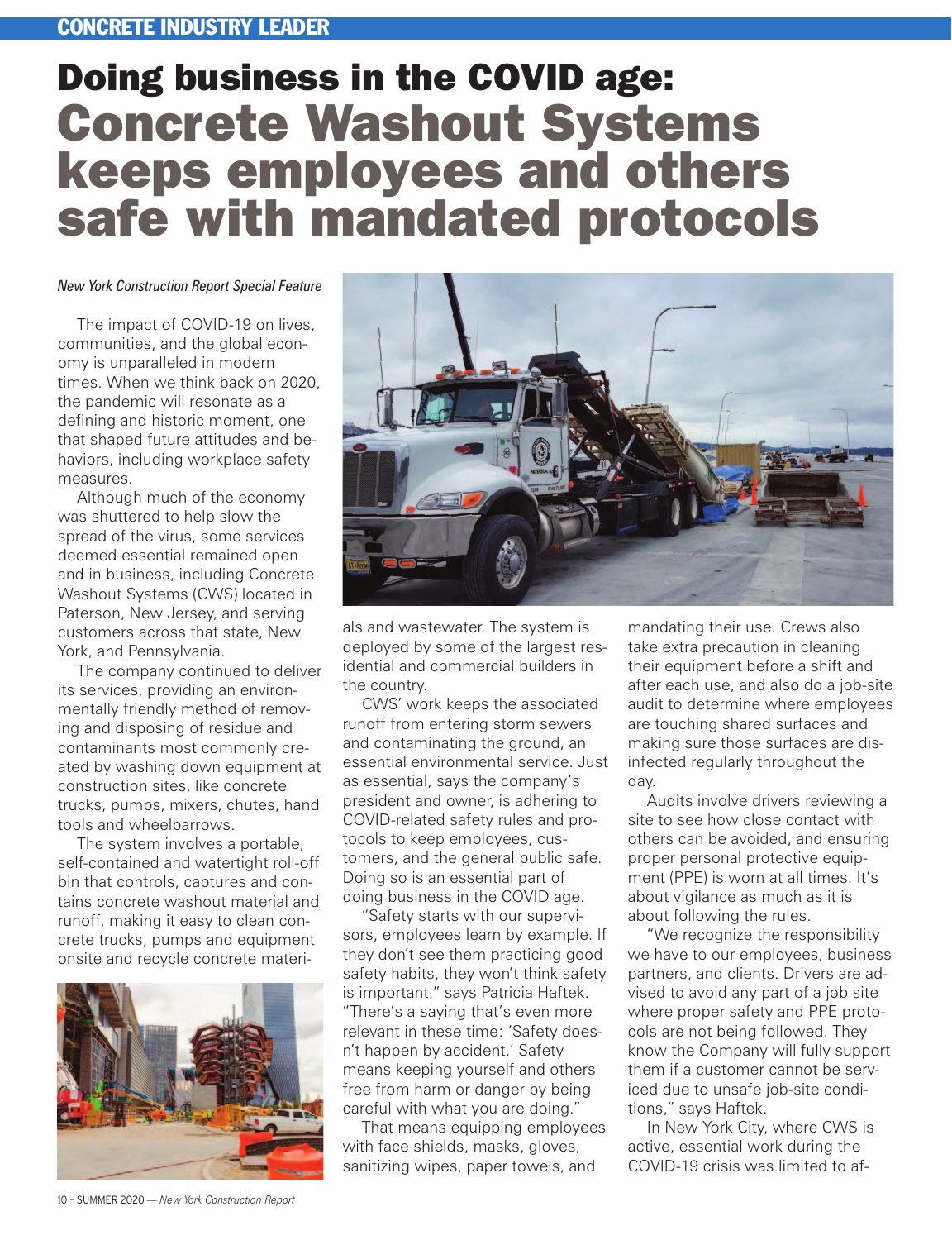# Doing business in the COVID age: Concrete Washout Systems keeps employees and others safe with mandated protocols

*New York Construction Report Special Feature*

The impact of COVID-19 on lives, communities, and the global economy is unparalleled in modern times. When we think back on 2020, the pandemic will resonate as a defining and historic moment, one that shaped future attitudes and behaviors, including workplace safety measures.

Although much of the economy was shuttered to help slow the spread of the virus, some services deemed essential remained open and in business, including Concrete Washout Systems (CWS) located in Paterson, New Jersey, and serving customers across that state, New York, and Pennsylvania.

The company continued to deliver its services, providing an environmentally friendly method of removing and disposing of residue and contaminants most commonly created by washing down equipment at construction sites, like concrete trucks, pumps, mixers, chutes, hand tools and wheelbarrows.

The system involves a portable, self-contained and watertight roll-off bin that controls, captures and contains concrete washout material and runoff, making it easy to clean concrete trucks, pumps and equipment onsite and recycle concrete materials and wastewater. The system is deployed by some of the largest residential and commercial builders in the country.

CWS' work keeps the associated runoff from entering storm sewers and contaminating the ground, an essential environmental service. Just as essential, says the company's president and owner, is adhering to COVID-related safety rules and protocols to keep employees, customers, and the general public safe. Doing so is an essential part of doing business in the COVID age.

"Safety starts with our supervisors, employees learn by example. If they don't see them practicing good safety habits, they won't think safety is important," says Patricia Haftek. "There's a saying that's even more relevant in these time: 'Safety doesn't happen by accident.' Safety means keeping yourself and others free from harm or danger by being careful with what you are doing."

That means equipping employees with face shields, masks, gloves, sanitizing wipes, paper towels, and mandating their use. Crews also take extra precaution in cleaning their equipment before a shift and after each use, and also do a job-site audit to determine where employees are touching shared surfaces and making sure those surfaces are disinfected regularly throughout the day.

Audits involve drivers reviewing a site to see how close contact with others can be avoided, and ensuring proper personal protective equipment (PPE) is worn at all times. It's about vigilance as much as it is about following the rules.

"We recognize the responsibility we have to our employees, business partners, and clients. Drivers are advised to avoid any part of a job site where proper safety and PPE protocols are not being followed. They know the Company will fully support them if a customer cannot be serviced due to unsafe job-site conditions," says Haftek.

In New York City, where CWS is active, essential work during the COVID-19 crisis was limited to af-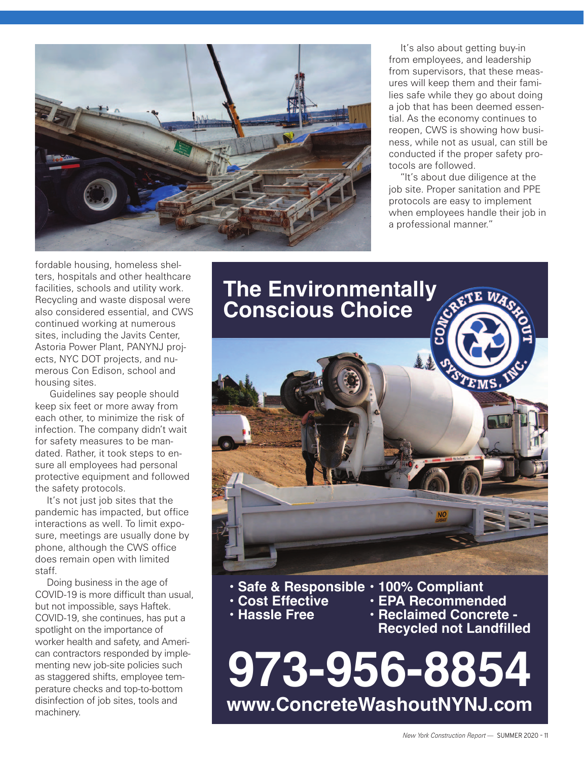It's also about getting buy-in from employees, and leadership from supervisors, that these measures will keep them and their families safe while they go about doing a job that has been deemed essential. As the economy continues to reopen, CWS is showing how business, while not as usual, can still be conducted if the proper safety protocols are followed.

"It's about due diligence at the job site. Proper sanitation and PPE protocols are easy to implement when employees handle their job in a professional manner."

fordable housing, homeless shelters, hospitals and other healthcare facilities, schools and utility work. Recycling and waste disposal were also considered essential, and CWS continued working at numerous sites, including the Javits Center, Astoria Power Plant, PANYNJ projects, NYC DOT projects, and numerous Con Edison, school and housing sites.

Guidelines say people should keep six feet or more away from each other, to minimize the risk of infection. The company didn't wait for safety measures to be mandated. Rather, it took steps to ensure all employees had personal protective equipment and followed the safety protocols.

It's not just job sites that the pandemic has impacted, but office interactions as well. To limit exposure, meetings are usually done by phone, although the CWS office does remain open with limited staff.

Doing business in the age of COVID-19 is more difficult than usual, but not impossible, says Haftek. COVID-19, she continues, has put a spotlight on the importance of worker health and safety, and American contractors responded by implementing new job-site policies such as staggered shifts, employee temperature checks and top-to-bottom disinfection of job sites, tools and machinery.

**The Environmentally Conscious Choice**

Concrete Washout Systems, Inc.

- Safe & Responsible
- Cost Effective
- Hassle Free
- 100% Compliant
- EPA Recommended
- Reclaimed Concrete - Recycled not Landfilled

**973-956-8854**

**www.ConcreteWashoutNYNJ.com**